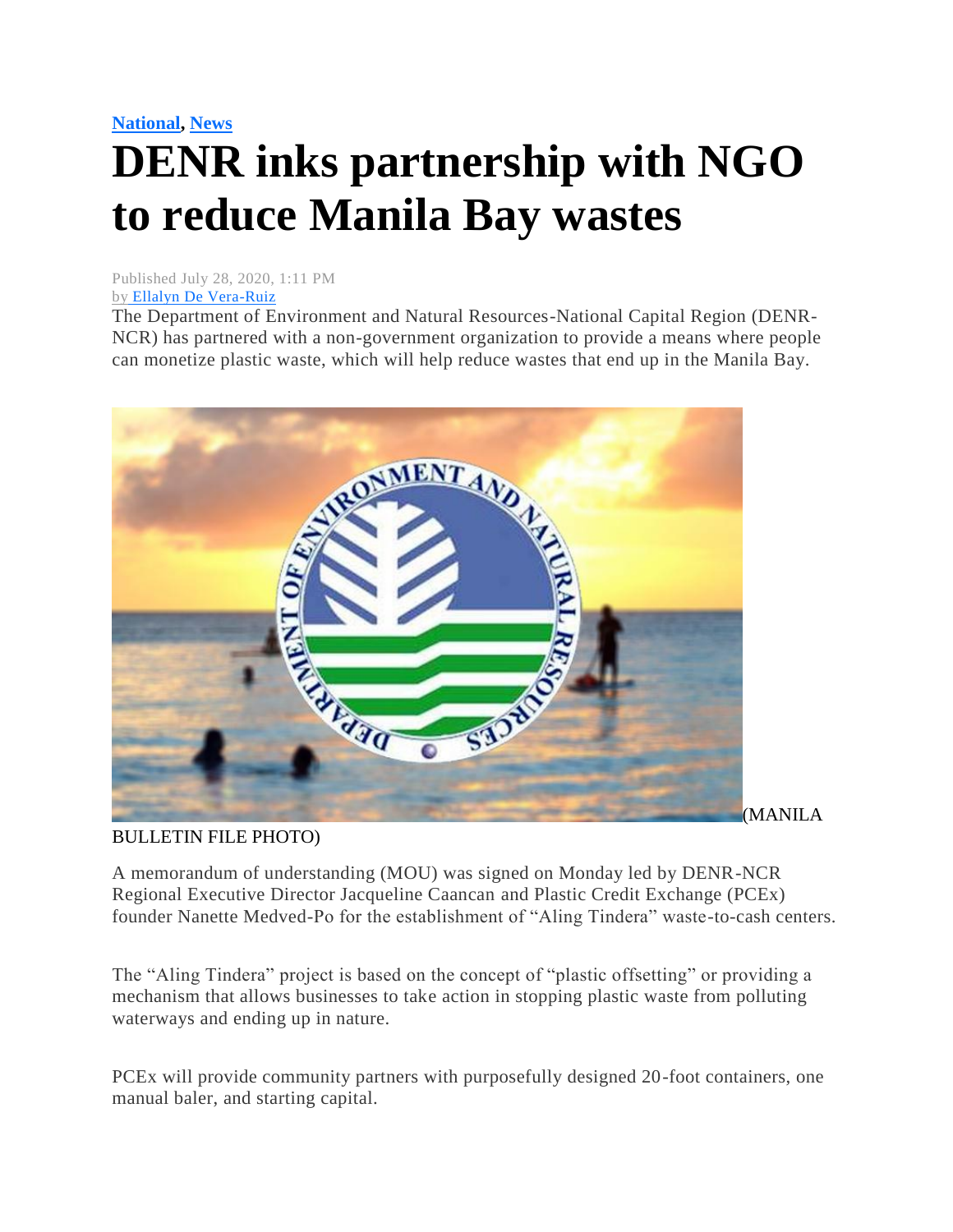**National**, **News**

# DENR inks partnership with NGO to reduce Manila Bay wastes

Published July 28, 2020, 1:11 PM
by Ellalyn De Vera-Ruiz

The Department of Environment and Natural Resources-National Capital Region (DENR-NCR) has partnered with a non-government organization to provide a means where people can monetize plastic waste, which will help reduce wastes that end up in the Manila Bay.

(MANILA BULLETIN FILE PHOTO)

A memorandum of understanding (MOU) was signed on Monday led by DENR-NCR Regional Executive Director Jacqueline Caancan and Plastic Credit Exchange (PCEx) founder Nanette Medved-Po for the establishment of "Aling Tindera" waste-to-cash centers.

The "Aling Tindera" project is based on the concept of "plastic offsetting" or providing a mechanism that allows businesses to take action in stopping plastic waste from polluting waterways and ending up in nature.

PCEx will provide community partners with purposefully designed 20-foot containers, one manual baler, and starting capital.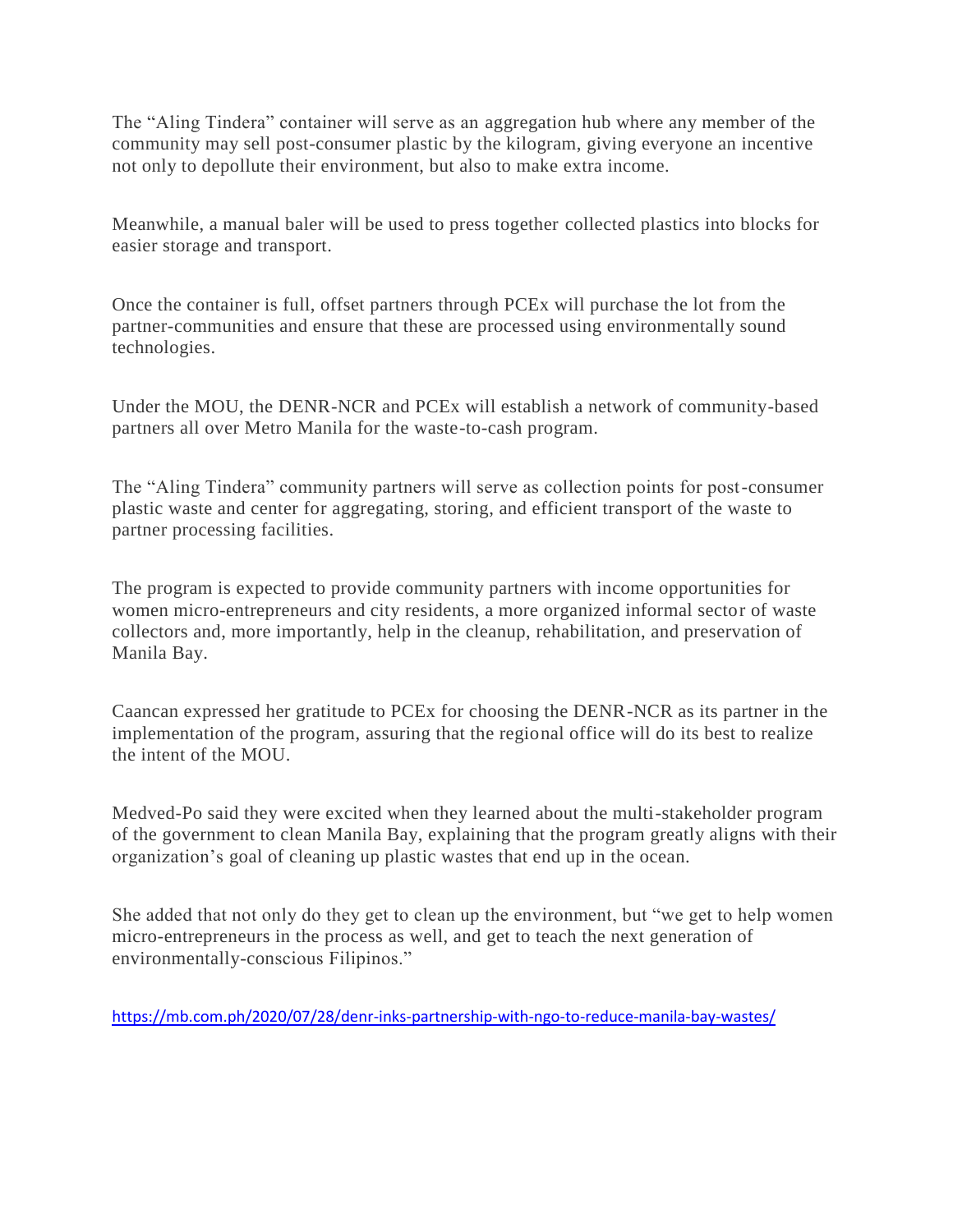The "Aling Tindera" container will serve as an aggregation hub where any member of the community may sell post-consumer plastic by the kilogram, giving everyone an incentive not only to depollute their environment, but also to make extra income.

Meanwhile, a manual baler will be used to press together collected plastics into blocks for easier storage and transport.

Once the container is full, offset partners through PCEx will purchase the lot from the partner-communities and ensure that these are processed using environmentally sound technologies.

Under the MOU, the DENR-NCR and PCEx will establish a network of community-based partners all over Metro Manila for the waste-to-cash program.

The "Aling Tindera" community partners will serve as collection points for post-consumer plastic waste and center for aggregating, storing, and efficient transport of the waste to partner processing facilities.

The program is expected to provide community partners with income opportunities for women micro-entrepreneurs and city residents, a more organized informal sector of waste collectors and, more importantly, help in the cleanup, rehabilitation, and preservation of Manila Bay.

Caancan expressed her gratitude to PCEx for choosing the DENR-NCR as its partner in the implementation of the program, assuring that the regional office will do its best to realize the intent of the MOU.

Medved-Po said they were excited when they learned about the multi-stakeholder program of the government to clean Manila Bay, explaining that the program greatly aligns with their organization's goal of cleaning up plastic wastes that end up in the ocean.

She added that not only do they get to clean up the environment, but "we get to help women micro-entrepreneurs in the process as well, and get to teach the next generation of environmentally-conscious Filipinos."

https://mb.com.ph/2020/07/28/denr-inks-partnership-with-ngo-to-reduce-manila-bay-wastes/